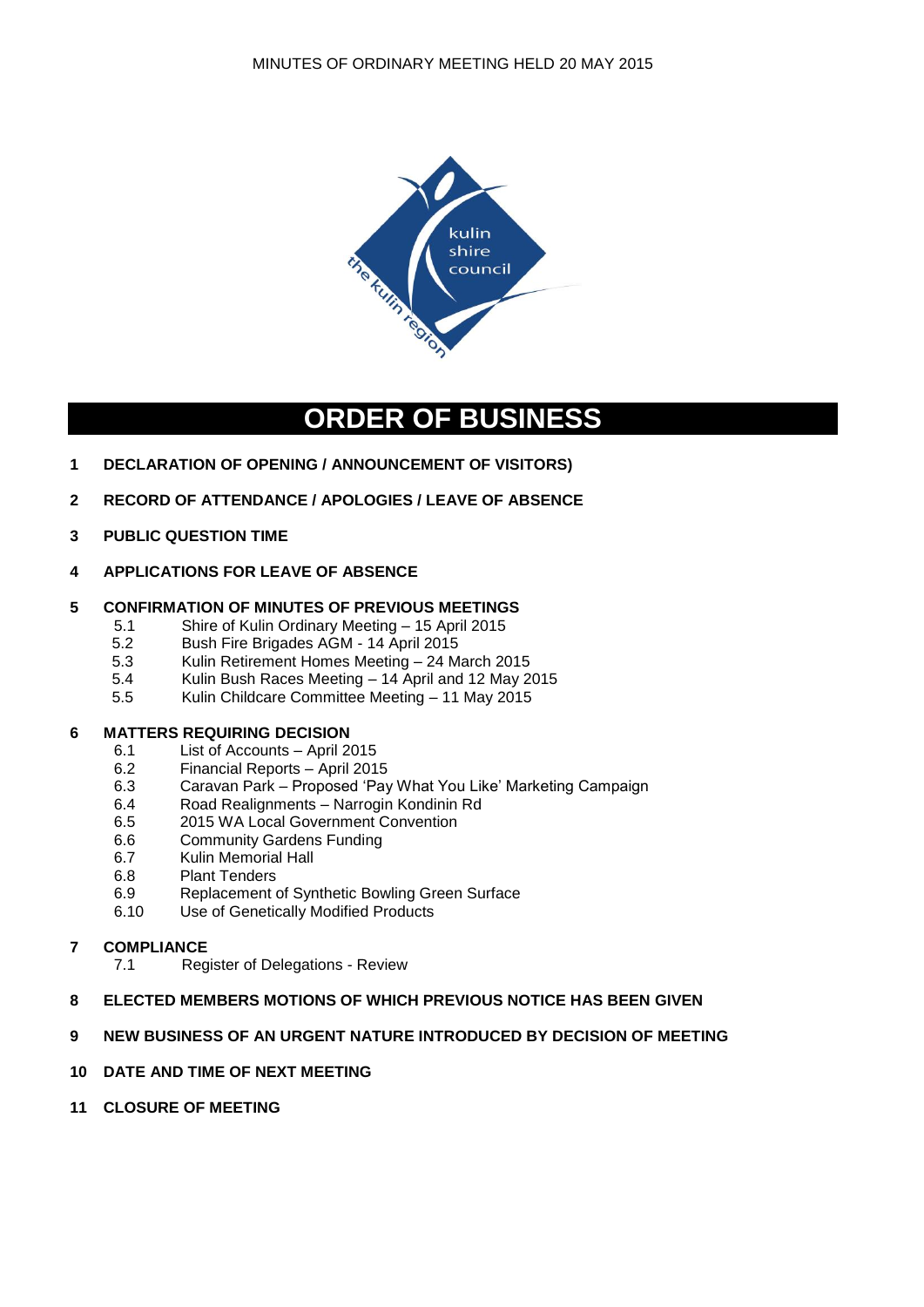# ORDER OF BUSINESS

**1 DECLARATION OF OPENING / ANNOUNCEMENT OF VISITORS)**

**2 RECORD OF ATTENDANCE / APOLOGIES / LEAVE OF ABSENCE**

**3 PUBLIC QUESTION TIME**

**4 APPLICATIONS FOR LEAVE OF ABSENCE**

**5 CONFIRMATION OF MINUTES OF PREVIOUS MEETINGS**

- 5.1 Shire of Kulin Ordinary Meeting – 15 April 2015
- 5.2 Bush Fire Brigades AGM - 14 April 2015
- 5.3 Kulin Retirement Homes Meeting – 24 March 2015
- 5.4 Kulin Bush Races Meeting – 14 April and 12 May 2015
- 5.5 Kulin Childcare Committee Meeting – 11 May 2015

**6 MATTERS REQUIRING DECISION**

- 6.1 List of Accounts – April 2015
- 6.2 Financial Reports – April 2015
- 6.3 Caravan Park – Proposed 'Pay What You Like' Marketing Campaign
- 6.4 Road Realignments – Narrogin Kondinin Rd
- 6.5 2015 WA Local Government Convention
- 6.6 Community Gardens Funding
- 6.7 Kulin Memorial Hall
- 6.8 Plant Tenders
- 6.9 Replacement of Synthetic Bowling Green Surface
- 6.10 Use of Genetically Modified Products

**7 COMPLIANCE**

- 7.1 Register of Delegations - Review

**8 ELECTED MEMBERS MOTIONS OF WHICH PREVIOUS NOTICE HAS BEEN GIVEN**

**9 NEW BUSINESS OF AN URGENT NATURE INTRODUCED BY DECISION OF MEETING**

**10 DATE AND TIME OF NEXT MEETING**

**11 CLOSURE OF MEETING**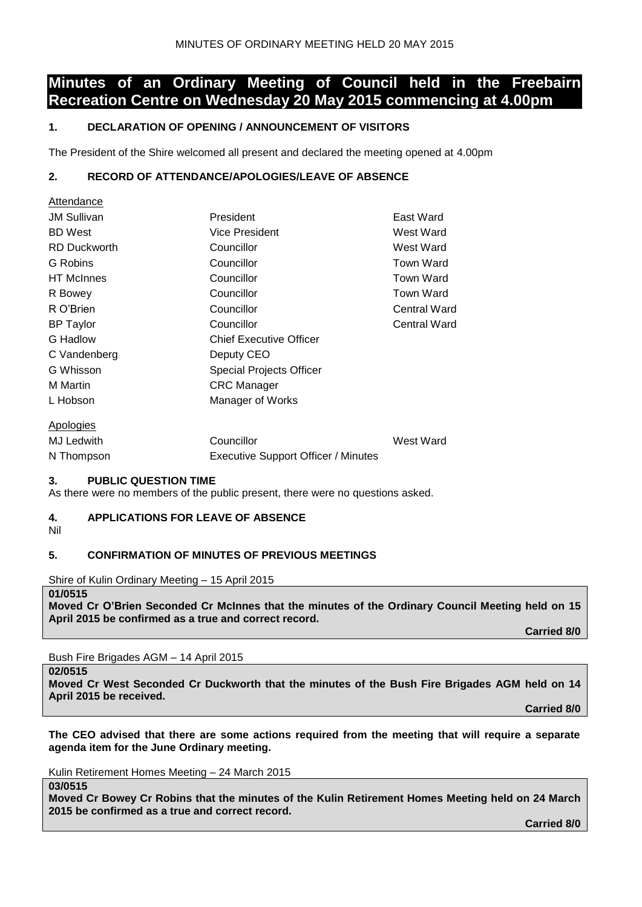# Minutes of an Ordinary Meeting of Council held in the Freebairn Recreation Centre on Wednesday 20 May 2015 commencing at 4.00pm

## 1. DECLARATION OF OPENING / ANNOUNCEMENT OF VISITORS

The President of the Shire welcomed all present and declared the meeting opened at 4.00pm

## 2. RECORD OF ATTENDANCE/APOLOGIES/LEAVE OF ABSENCE

Attendance

| | | |
|---|---|---|
| JM Sullivan | President | East Ward |
| BD West | Vice President | West Ward |
| RD Duckworth | Councillor | West Ward |
| G Robins | Councillor | Town Ward |
| HT McInnes | Councillor | Town Ward |
| R Bowey | Councillor | Town Ward |
| R O'Brien | Councillor | Central Ward |
| BP Taylor | Councillor | Central Ward |
| G Hadlow | Chief Executive Officer | |
| C Vandenberg | Deputy CEO | |
| G Whisson | Special Projects Officer | |
| M Martin | CRC Manager | |
| L Hobson | Manager of Works | |

Apologies

| | | |
|---|---|---|
| MJ Ledwith | Councillor | West Ward |
| N Thompson | Executive Support Officer / Minutes | |

## 3. PUBLIC QUESTION TIME

As there were no members of the public present, there were no questions asked.

## 4. APPLICATIONS FOR LEAVE OF ABSENCE

Nil

## 5. CONFIRMATION OF MINUTES OF PREVIOUS MEETINGS

Shire of Kulin Ordinary Meeting – 15 April 2015

**01/0515**
**Moved Cr O'Brien Seconded Cr McInnes that the minutes of the Ordinary Council Meeting held on 15 April 2015 be confirmed as a true and correct record.**

**Carried 8/0**

Bush Fire Brigades AGM – 14 April 2015

**02/0515**
**Moved Cr West Seconded Cr Duckworth that the minutes of the Bush Fire Brigades AGM held on 14 April 2015 be received.**

**Carried 8/0**

**The CEO advised that there are some actions required from the meeting that will require a separate agenda item for the June Ordinary meeting.**

Kulin Retirement Homes Meeting – 24 March 2015

**03/0515**
**Moved Cr Bowey Cr Robins that the minutes of the Kulin Retirement Homes Meeting held on 24 March 2015 be confirmed as a true and correct record.**

**Carried 8/0**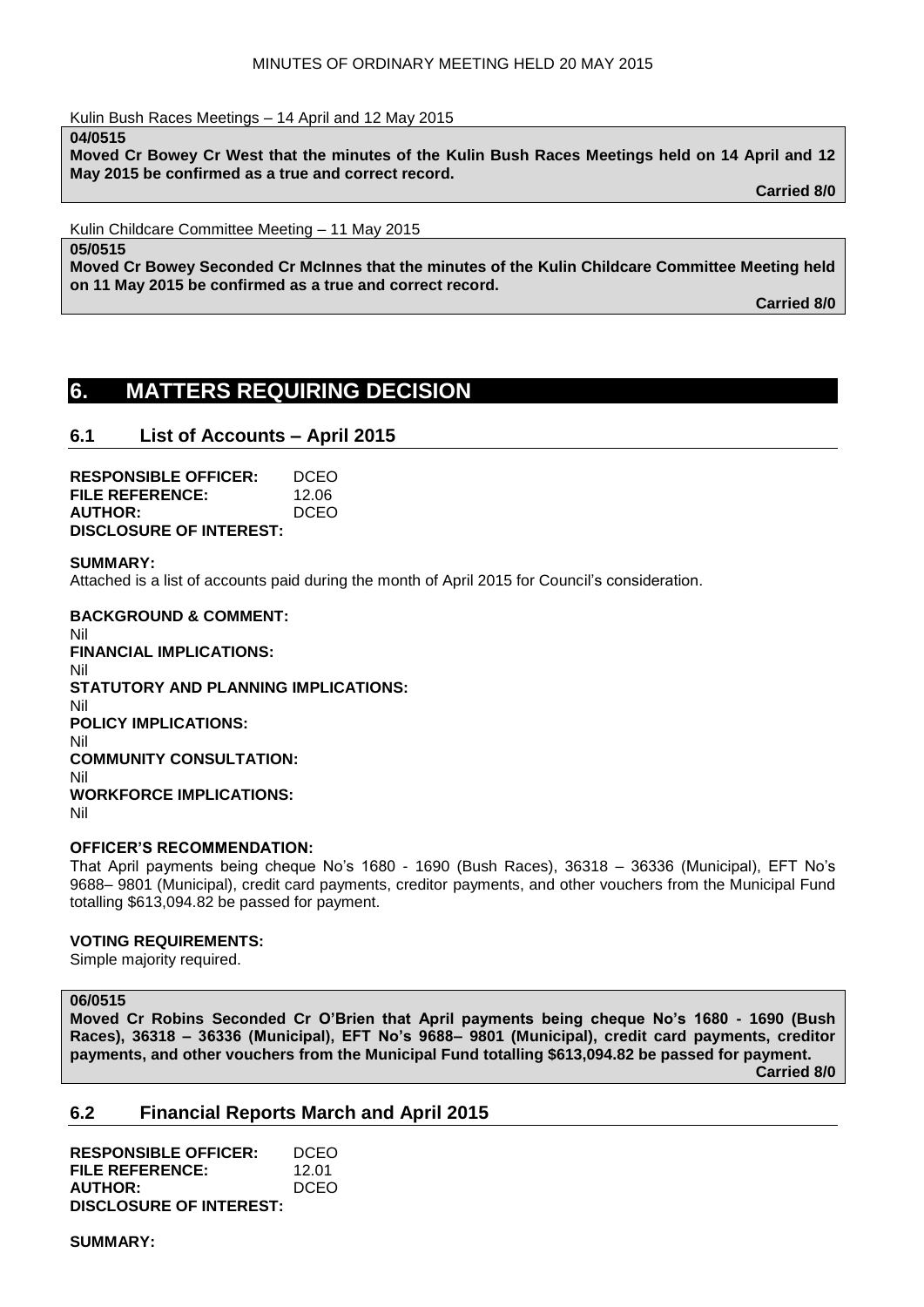Kulin Bush Races Meetings – 14 April and 12 May 2015

**04/0515**
**Moved Cr Bowey Cr West that the minutes of the Kulin Bush Races Meetings held on 14 April and 12 May 2015 be confirmed as a true and correct record.**
**Carried 8/0**

Kulin Childcare Committee Meeting – 11 May 2015

**05/0515**
**Moved Cr Bowey Seconded Cr McInnes that the minutes of the Kulin Childcare Committee Meeting held on 11 May 2015 be confirmed as a true and correct record.**
**Carried 8/0**

# 6. MATTERS REQUIRING DECISION

## 6.1 List of Accounts – April 2015

**RESPONSIBLE OFFICER:** DCEO
**FILE REFERENCE:** 12.06
**AUTHOR:** DCEO
**DISCLOSURE OF INTEREST:**

**SUMMARY:**
Attached is a list of accounts paid during the month of April 2015 for Council's consideration.

**BACKGROUND & COMMENT:**
Nil
**FINANCIAL IMPLICATIONS:**
Nil
**STATUTORY AND PLANNING IMPLICATIONS:**
Nil
**POLICY IMPLICATIONS:**
Nil
**COMMUNITY CONSULTATION:**
Nil
**WORKFORCE IMPLICATIONS:**
Nil

**OFFICER'S RECOMMENDATION:**
That April payments being cheque No's 1680 - 1690 (Bush Races), 36318 – 36336 (Municipal), EFT No's 9688– 9801 (Municipal), credit card payments, creditor payments, and other vouchers from the Municipal Fund totalling $613,094.82 be passed for payment.

**VOTING REQUIREMENTS:**
Simple majority required.

**06/0515**
**Moved Cr Robins Seconded Cr O'Brien that April payments being cheque No's 1680 - 1690 (Bush Races), 36318 – 36336 (Municipal), EFT No's 9688– 9801 (Municipal), credit card payments, creditor payments, and other vouchers from the Municipal Fund totalling $613,094.82 be passed for payment.**
**Carried 8/0**

## 6.2 Financial Reports March and April 2015

**RESPONSIBLE OFFICER:** DCEO
**FILE REFERENCE:** 12.01
**AUTHOR:** DCEO
**DISCLOSURE OF INTEREST:**

**SUMMARY:**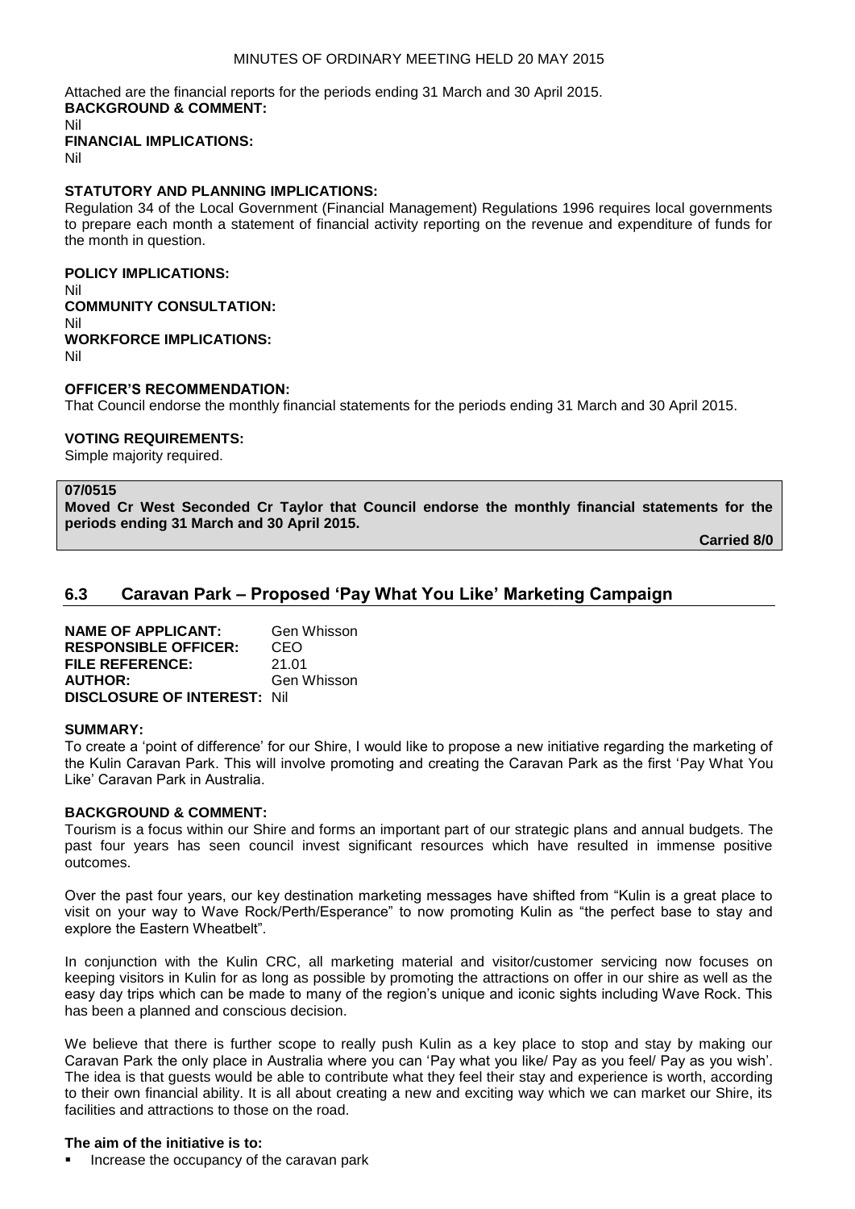Attached are the financial reports for the periods ending 31 March and 30 April 2015.

**BACKGROUND & COMMENT:**

Nil

**FINANCIAL IMPLICATIONS:**

Nil

**STATUTORY AND PLANNING IMPLICATIONS:**

Regulation 34 of the Local Government (Financial Management) Regulations 1996 requires local governments to prepare each month a statement of financial activity reporting on the revenue and expenditure of funds for the month in question.

**POLICY IMPLICATIONS:**

Nil

**COMMUNITY CONSULTATION:**

Nil

**WORKFORCE IMPLICATIONS:**

Nil

**OFFICER'S RECOMMENDATION:**

That Council endorse the monthly financial statements for the periods ending 31 March and 30 April 2015.

**VOTING REQUIREMENTS:**

Simple majority required.

**07/0515**

**Moved Cr West Seconded Cr Taylor that Council endorse the monthly financial statements for the periods ending 31 March and 30 April 2015.**

**Carried 8/0**

## 6.3 Caravan Park – Proposed 'Pay What You Like' Marketing Campaign

**NAME OF APPLICANT:** Gen Whisson
**RESPONSIBLE OFFICER:** CEO
**FILE REFERENCE:** 21.01
**AUTHOR:** Gen Whisson
**DISCLOSURE OF INTEREST:** Nil

**SUMMARY:**

To create a 'point of difference' for our Shire, I would like to propose a new initiative regarding the marketing of the Kulin Caravan Park. This will involve promoting and creating the Caravan Park as the first 'Pay What You Like' Caravan Park in Australia.

**BACKGROUND & COMMENT:**

Tourism is a focus within our Shire and forms an important part of our strategic plans and annual budgets. The past four years has seen council invest significant resources which have resulted in immense positive outcomes.

Over the past four years, our key destination marketing messages have shifted from "Kulin is a great place to visit on your way to Wave Rock/Perth/Esperance" to now promoting Kulin as "the perfect base to stay and explore the Eastern Wheatbelt".

In conjunction with the Kulin CRC, all marketing material and visitor/customer servicing now focuses on keeping visitors in Kulin for as long as possible by promoting the attractions on offer in our shire as well as the easy day trips which can be made to many of the region's unique and iconic sights including Wave Rock. This has been a planned and conscious decision.

We believe that there is further scope to really push Kulin as a key place to stop and stay by making our Caravan Park the only place in Australia where you can 'Pay what you like/ Pay as you feel/ Pay as you wish'. The idea is that guests would be able to contribute what they feel their stay and experience is worth, according to their own financial ability. It is all about creating a new and exciting way which we can market our Shire, its facilities and attractions to those on the road.

**The aim of the initiative is to:**

- Increase the occupancy of the caravan park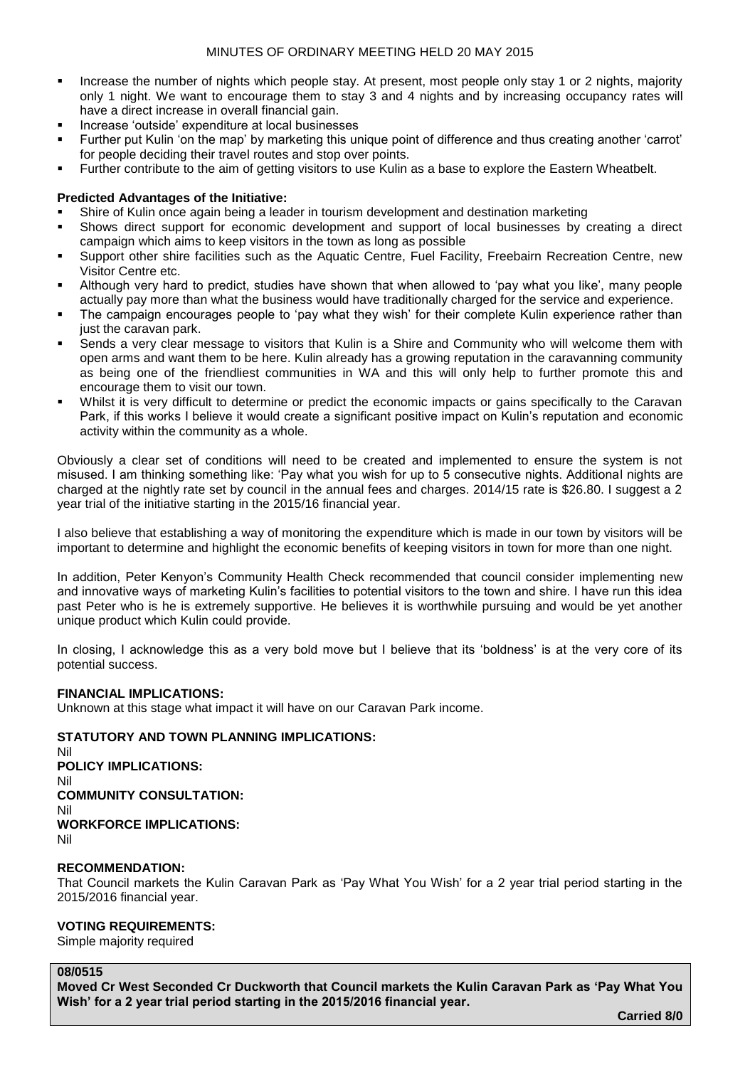- Increase the number of nights which people stay. At present, most people only stay 1 or 2 nights, majority only 1 night. We want to encourage them to stay 3 and 4 nights and by increasing occupancy rates will have a direct increase in overall financial gain.
- Increase 'outside' expenditure at local businesses
- Further put Kulin 'on the map' by marketing this unique point of difference and thus creating another 'carrot' for people deciding their travel routes and stop over points.
- Further contribute to the aim of getting visitors to use Kulin as a base to explore the Eastern Wheatbelt.

**Predicted Advantages of the Initiative:**

- Shire of Kulin once again being a leader in tourism development and destination marketing
- Shows direct support for economic development and support of local businesses by creating a direct campaign which aims to keep visitors in the town as long as possible
- Support other shire facilities such as the Aquatic Centre, Fuel Facility, Freebairn Recreation Centre, new Visitor Centre etc.
- Although very hard to predict, studies have shown that when allowed to 'pay what you like', many people actually pay more than what the business would have traditionally charged for the service and experience.
- The campaign encourages people to 'pay what they wish' for their complete Kulin experience rather than just the caravan park.
- Sends a very clear message to visitors that Kulin is a Shire and Community who will welcome them with open arms and want them to be here. Kulin already has a growing reputation in the caravanning community as being one of the friendliest communities in WA and this will only help to further promote this and encourage them to visit our town.
- Whilst it is very difficult to determine or predict the economic impacts or gains specifically to the Caravan Park, if this works I believe it would create a significant positive impact on Kulin's reputation and economic activity within the community as a whole.

Obviously a clear set of conditions will need to be created and implemented to ensure the system is not misused. I am thinking something like: 'Pay what you wish for up to 5 consecutive nights. Additional nights are charged at the nightly rate set by council in the annual fees and charges. 2014/15 rate is $26.80. I suggest a 2 year trial of the initiative starting in the 2015/16 financial year.

I also believe that establishing a way of monitoring the expenditure which is made in our town by visitors will be important to determine and highlight the economic benefits of keeping visitors in town for more than one night.

In addition, Peter Kenyon's Community Health Check recommended that council consider implementing new and innovative ways of marketing Kulin's facilities to potential visitors to the town and shire. I have run this idea past Peter who is he is extremely supportive. He believes it is worthwhile pursuing and would be yet another unique product which Kulin could provide.

In closing, I acknowledge this as a very bold move but I believe that its 'boldness' is at the very core of its potential success.

**FINANCIAL IMPLICATIONS:**
Unknown at this stage what impact it will have on our Caravan Park income.

**STATUTORY AND TOWN PLANNING IMPLICATIONS:**
Nil

**POLICY IMPLICATIONS:**
Nil

**COMMUNITY CONSULTATION:**
Nil

**WORKFORCE IMPLICATIONS:**
Nil

**RECOMMENDATION:**
That Council markets the Kulin Caravan Park as 'Pay What You Wish' for a 2 year trial period starting in the 2015/2016 financial year.

**VOTING REQUIREMENTS:**
Simple majority required

**08/0515**
**Moved Cr West Seconded Cr Duckworth that Council markets the Kulin Caravan Park as 'Pay What You Wish' for a 2 year trial period starting in the 2015/2016 financial year.**

**Carried 8/0**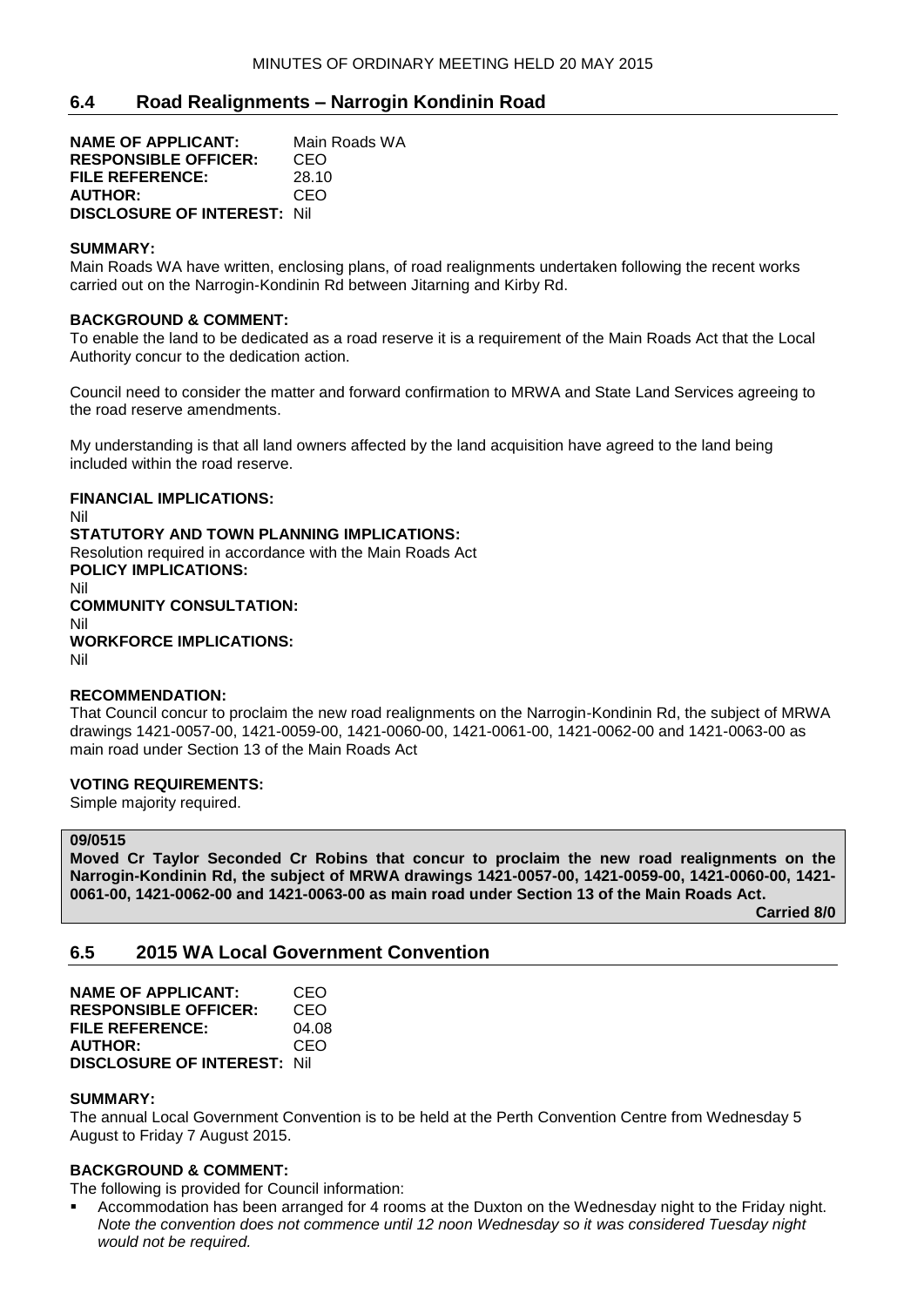## 6.4 Road Realignments – Narrogin Kondinin Road

**NAME OF APPLICANT:** Main Roads WA
**RESPONSIBLE OFFICER:** CEO
**FILE REFERENCE:** 28.10
**AUTHOR:** CEO
**DISCLOSURE OF INTEREST:** Nil

**SUMMARY:**
Main Roads WA have written, enclosing plans, of road realignments undertaken following the recent works carried out on the Narrogin-Kondinin Rd between Jitarning and Kirby Rd.

**BACKGROUND & COMMENT:**
To enable the land to be dedicated as a road reserve it is a requirement of the Main Roads Act that the Local Authority concur to the dedication action.

Council need to consider the matter and forward confirmation to MRWA and State Land Services agreeing to the road reserve amendments.

My understanding is that all land owners affected by the land acquisition have agreed to the land being included within the road reserve.

**FINANCIAL IMPLICATIONS:**
Nil
**STATUTORY AND TOWN PLANNING IMPLICATIONS:**
Resolution required in accordance with the Main Roads Act
**POLICY IMPLICATIONS:**
Nil
**COMMUNITY CONSULTATION:**
Nil
**WORKFORCE IMPLICATIONS:**
Nil

**RECOMMENDATION:**
That Council concur to proclaim the new road realignments on the Narrogin-Kondinin Rd, the subject of MRWA drawings 1421-0057-00, 1421-0059-00, 1421-0060-00, 1421-0061-00, 1421-0062-00 and 1421-0063-00 as main road under Section 13 of the Main Roads Act

**VOTING REQUIREMENTS:**
Simple majority required.

**09/0515**
**Moved Cr Taylor Seconded Cr Robins that concur to proclaim the new road realignments on the Narrogin-Kondinin Rd, the subject of MRWA drawings 1421-0057-00, 1421-0059-00, 1421-0060-00, 1421-0061-00, 1421-0062-00 and 1421-0063-00 as main road under Section 13 of the Main Roads Act.**
**Carried 8/0**

## 6.5 2015 WA Local Government Convention

**NAME OF APPLICANT:** CEO
**RESPONSIBLE OFFICER:** CEO
**FILE REFERENCE:** 04.08
**AUTHOR:** CEO
**DISCLOSURE OF INTEREST:** Nil

**SUMMARY:**
The annual Local Government Convention is to be held at the Perth Convention Centre from Wednesday 5 August to Friday 7 August 2015.

**BACKGROUND & COMMENT:**
The following is provided for Council information:

- Accommodation has been arranged for 4 rooms at the Duxton on the Wednesday night to the Friday night. *Note the convention does not commence until 12 noon Wednesday so it was considered Tuesday night would not be required.*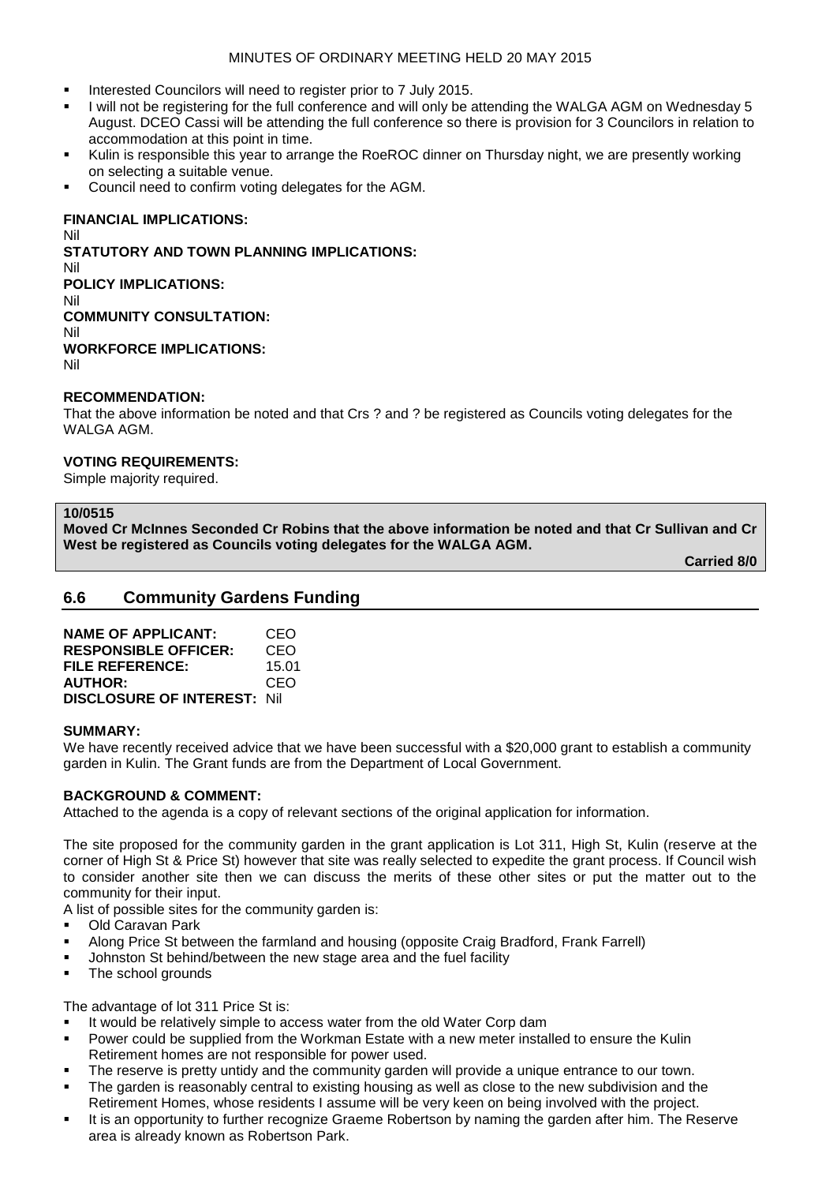- Interested Councilors will need to register prior to 7 July 2015.
- I will not be registering for the full conference and will only be attending the WALGA AGM on Wednesday 5 August. DCEO Cassi will be attending the full conference so there is provision for 3 Councilors in relation to accommodation at this point in time.
- Kulin is responsible this year to arrange the RoeROC dinner on Thursday night, we are presently working on selecting a suitable venue.
- Council need to confirm voting delegates for the AGM.

**FINANCIAL IMPLICATIONS:**
Nil
**STATUTORY AND TOWN PLANNING IMPLICATIONS:**
Nil
**POLICY IMPLICATIONS:**
Nil
**COMMUNITY CONSULTATION:**
Nil
**WORKFORCE IMPLICATIONS:**
Nil

**RECOMMENDATION:**
That the above information be noted and that Crs ? and ? be registered as Councils voting delegates for the WALGA AGM.

**VOTING REQUIREMENTS:**
Simple majority required.

**10/0515**
**Moved Cr McInnes Seconded Cr Robins that the above information be noted and that Cr Sullivan and Cr West be registered as Councils voting delegates for the WALGA AGM.**

**Carried 8/0**

## 6.6 Community Gardens Funding

**NAME OF APPLICANT:** CEO
**RESPONSIBLE OFFICER:** CEO
**FILE REFERENCE:** 15.01
**AUTHOR:** CEO
**DISCLOSURE OF INTEREST:** Nil

**SUMMARY:**
We have recently received advice that we have been successful with a $20,000 grant to establish a community garden in Kulin. The Grant funds are from the Department of Local Government.

**BACKGROUND & COMMENT:**
Attached to the agenda is a copy of relevant sections of the original application for information.

The site proposed for the community garden in the grant application is Lot 311, High St, Kulin (reserve at the corner of High St & Price St) however that site was really selected to expedite the grant process. If Council wish to consider another site then we can discuss the merits of these other sites or put the matter out to the community for their input.

A list of possible sites for the community garden is:
- Old Caravan Park
- Along Price St between the farmland and housing (opposite Craig Bradford, Frank Farrell)
- Johnston St behind/between the new stage area and the fuel facility
- The school grounds

The advantage of lot 311 Price St is:
- It would be relatively simple to access water from the old Water Corp dam
- Power could be supplied from the Workman Estate with a new meter installed to ensure the Kulin Retirement homes are not responsible for power used.
- The reserve is pretty untidy and the community garden will provide a unique entrance to our town.
- The garden is reasonably central to existing housing as well as close to the new subdivision and the Retirement Homes, whose residents I assume will be very keen on being involved with the project.
- It is an opportunity to further recognize Graeme Robertson by naming the garden after him. The Reserve area is already known as Robertson Park.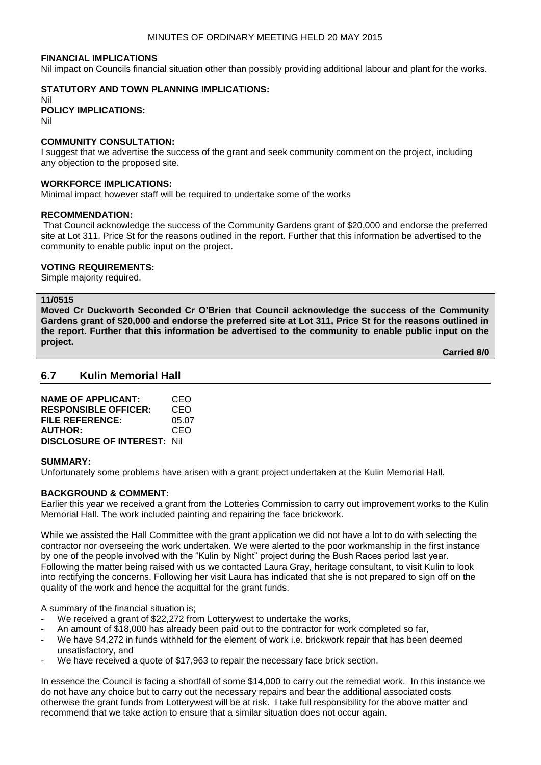**FINANCIAL IMPLICATIONS**

Nil impact on Councils financial situation other than possibly providing additional labour and plant for the works.

**STATUTORY AND TOWN PLANNING IMPLICATIONS:**

Nil

**POLICY IMPLICATIONS:**

Nil

**COMMUNITY CONSULTATION:**

I suggest that we advertise the success of the grant and seek community comment on the project, including any objection to the proposed site.

**WORKFORCE IMPLICATIONS:**

Minimal impact however staff will be required to undertake some of the works

**RECOMMENDATION:**

That Council acknowledge the success of the Community Gardens grant of $20,000 and endorse the preferred site at Lot 311, Price St for the reasons outlined in the report. Further that this information be advertised to the community to enable public input on the project.

**VOTING REQUIREMENTS:**

Simple majority required.

**11/0515**

**Moved Cr Duckworth Seconded Cr O'Brien that Council acknowledge the success of the Community Gardens grant of $20,000 and endorse the preferred site at Lot 311, Price St for the reasons outlined in the report. Further that this information be advertised to the community to enable public input on the project.**

**Carried 8/0**

## 6.7 Kulin Memorial Hall

**NAME OF APPLICANT:** CEO
**RESPONSIBLE OFFICER:** CEO
**FILE REFERENCE:** 05.07
**AUTHOR:** CEO
**DISCLOSURE OF INTEREST:** Nil

**SUMMARY:**

Unfortunately some problems have arisen with a grant project undertaken at the Kulin Memorial Hall.

**BACKGROUND & COMMENT:**

Earlier this year we received a grant from the Lotteries Commission to carry out improvement works to the Kulin Memorial Hall. The work included painting and repairing the face brickwork.

While we assisted the Hall Committee with the grant application we did not have a lot to do with selecting the contractor nor overseeing the work undertaken. We were alerted to the poor workmanship in the first instance by one of the people involved with the "Kulin by Night" project during the Bush Races period last year. Following the matter being raised with us we contacted Laura Gray, heritage consultant, to visit Kulin to look into rectifying the concerns. Following her visit Laura has indicated that she is not prepared to sign off on the quality of the work and hence the acquittal for the grant funds.

A summary of the financial situation is;

- We received a grant of $22,272 from Lotterywest to undertake the works,
- An amount of $18,000 has already been paid out to the contractor for work completed so far,
- We have $4,272 in funds withheld for the element of work i.e. brickwork repair that has been deemed unsatisfactory, and
- We have received a quote of $17,963 to repair the necessary face brick section.

In essence the Council is facing a shortfall of some $14,000 to carry out the remedial work. In this instance we do not have any choice but to carry out the necessary repairs and bear the additional associated costs otherwise the grant funds from Lotterywest will be at risk. I take full responsibility for the above matter and recommend that we take action to ensure that a similar situation does not occur again.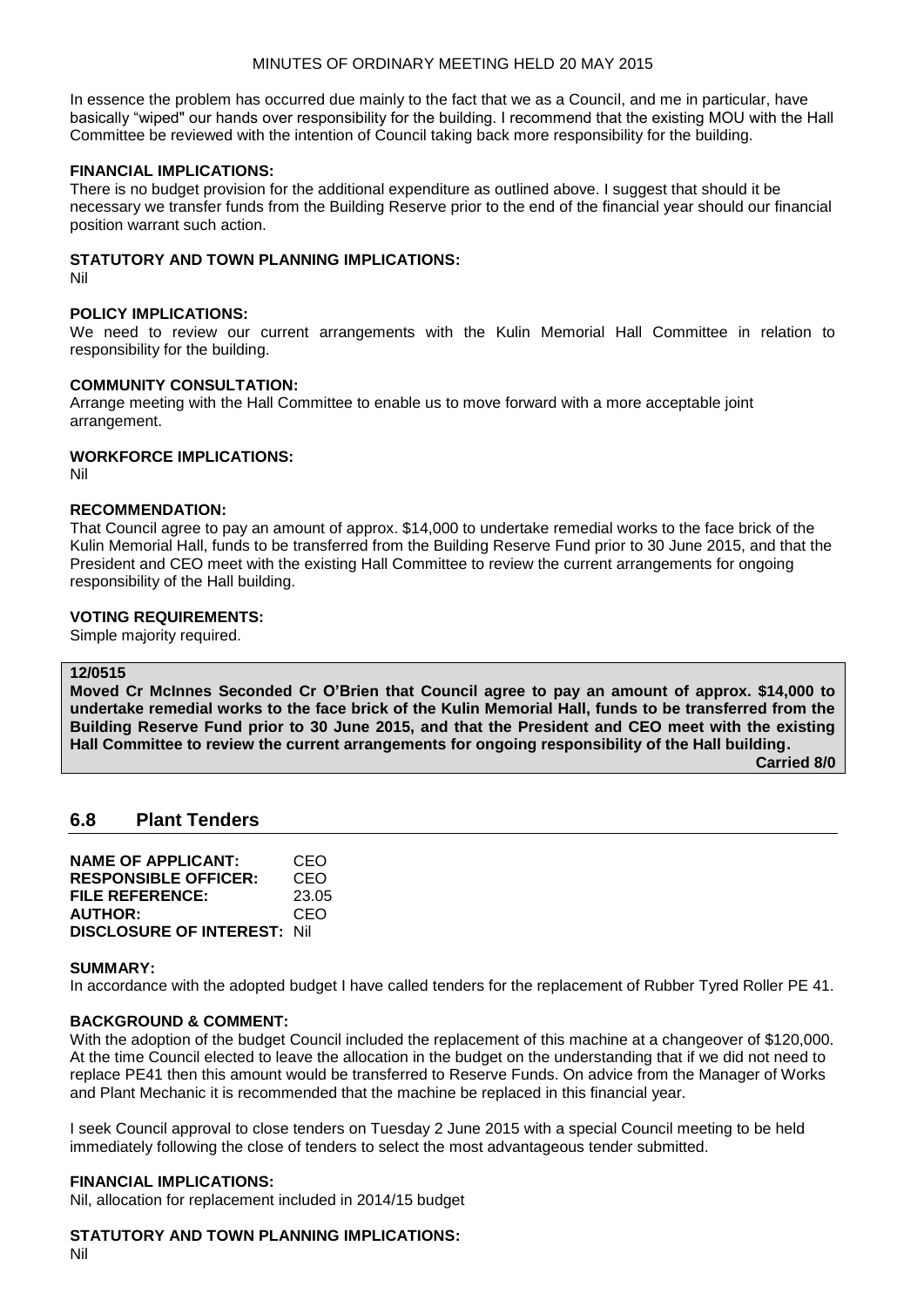In essence the problem has occurred due mainly to the fact that we as a Council, and me in particular, have basically "wiped" our hands over responsibility for the building. I recommend that the existing MOU with the Hall Committee be reviewed with the intention of Council taking back more responsibility for the building.

**FINANCIAL IMPLICATIONS:**

There is no budget provision for the additional expenditure as outlined above. I suggest that should it be necessary we transfer funds from the Building Reserve prior to the end of the financial year should our financial position warrant such action.

**STATUTORY AND TOWN PLANNING IMPLICATIONS:**

Nil

**POLICY IMPLICATIONS:**

We need to review our current arrangements with the Kulin Memorial Hall Committee in relation to responsibility for the building.

**COMMUNITY CONSULTATION:**

Arrange meeting with the Hall Committee to enable us to move forward with a more acceptable joint arrangement.

**WORKFORCE IMPLICATIONS:**

Nil

**RECOMMENDATION:**

That Council agree to pay an amount of approx. $14,000 to undertake remedial works to the face brick of the Kulin Memorial Hall, funds to be transferred from the Building Reserve Fund prior to 30 June 2015, and that the President and CEO meet with the existing Hall Committee to review the current arrangements for ongoing responsibility of the Hall building.

**VOTING REQUIREMENTS:**

Simple majority required.

**12/0515**

**Moved Cr McInnes Seconded Cr O'Brien that Council agree to pay an amount of approx. $14,000 to undertake remedial works to the face brick of the Kulin Memorial Hall, funds to be transferred from the Building Reserve Fund prior to 30 June 2015, and that the President and CEO meet with the existing Hall Committee to review the current arrangements for ongoing responsibility of the Hall building.**

**Carried 8/0**

## 6.8 Plant Tenders

**NAME OF APPLICANT:** CEO
**RESPONSIBLE OFFICER:** CEO
**FILE REFERENCE:** 23.05
**AUTHOR:** CEO
**DISCLOSURE OF INTEREST:** Nil

**SUMMARY:**

In accordance with the adopted budget I have called tenders for the replacement of Rubber Tyred Roller PE 41.

**BACKGROUND & COMMENT:**

With the adoption of the budget Council included the replacement of this machine at a changeover of $120,000. At the time Council elected to leave the allocation in the budget on the understanding that if we did not need to replace PE41 then this amount would be transferred to Reserve Funds. On advice from the Manager of Works and Plant Mechanic it is recommended that the machine be replaced in this financial year.

I seek Council approval to close tenders on Tuesday 2 June 2015 with a special Council meeting to be held immediately following the close of tenders to select the most advantageous tender submitted.

**FINANCIAL IMPLICATIONS:**

Nil, allocation for replacement included in 2014/15 budget

**STATUTORY AND TOWN PLANNING IMPLICATIONS:**

Nil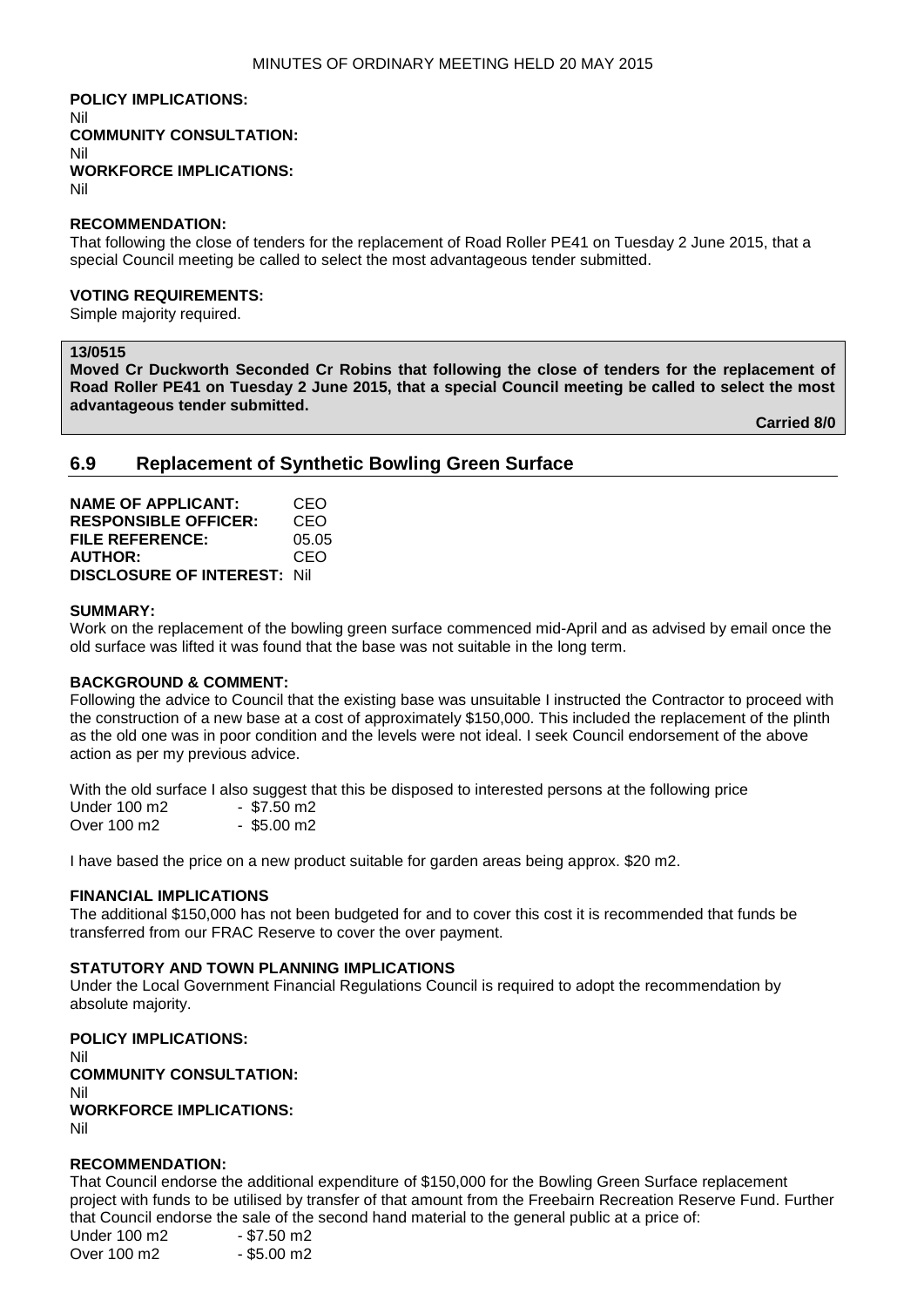**POLICY IMPLICATIONS:**
Nil
**COMMUNITY CONSULTATION:**
Nil
**WORKFORCE IMPLICATIONS:**
Nil

**RECOMMENDATION:**
That following the close of tenders for the replacement of Road Roller PE41 on Tuesday 2 June 2015, that a special Council meeting be called to select the most advantageous tender submitted.

**VOTING REQUIREMENTS:**
Simple majority required.

**13/0515**
**Moved Cr Duckworth Seconded Cr Robins that following the close of tenders for the replacement of Road Roller PE41 on Tuesday 2 June 2015, that a special Council meeting be called to select the most advantageous tender submitted.**

**Carried 8/0**

## 6.9 Replacement of Synthetic Bowling Green Surface

**NAME OF APPLICANT:** CEO
**RESPONSIBLE OFFICER:** CEO
**FILE REFERENCE:** 05.05
**AUTHOR:** CEO
**DISCLOSURE OF INTEREST:** Nil

**SUMMARY:**
Work on the replacement of the bowling green surface commenced mid-April and as advised by email once the old surface was lifted it was found that the base was not suitable in the long term.

**BACKGROUND & COMMENT:**
Following the advice to Council that the existing base was unsuitable I instructed the Contractor to proceed with the construction of a new base at a cost of approximately $150,000. This included the replacement of the plinth as the old one was in poor condition and the levels were not ideal. I seek Council endorsement of the above action as per my previous advice.

With the old surface I also suggest that this be disposed to interested persons at the following price
Under 100 m2 - $7.50 m2
Over 100 m2 - $5.00 m2

I have based the price on a new product suitable for garden areas being approx. $20 m2.

**FINANCIAL IMPLICATIONS**
The additional $150,000 has not been budgeted for and to cover this cost it is recommended that funds be transferred from our FRAC Reserve to cover the over payment.

**STATUTORY AND TOWN PLANNING IMPLICATIONS**
Under the Local Government Financial Regulations Council is required to adopt the recommendation by absolute majority.

**POLICY IMPLICATIONS:**
Nil
**COMMUNITY CONSULTATION:**
Nil
**WORKFORCE IMPLICATIONS:**
Nil

**RECOMMENDATION:**
That Council endorse the additional expenditure of $150,000 for the Bowling Green Surface replacement project with funds to be utilised by transfer of that amount from the Freebairn Recreation Reserve Fund. Further that Council endorse the sale of the second hand material to the general public at a price of:
Under 100 m2 - $7.50 m2
Over 100 m2 - $5.00 m2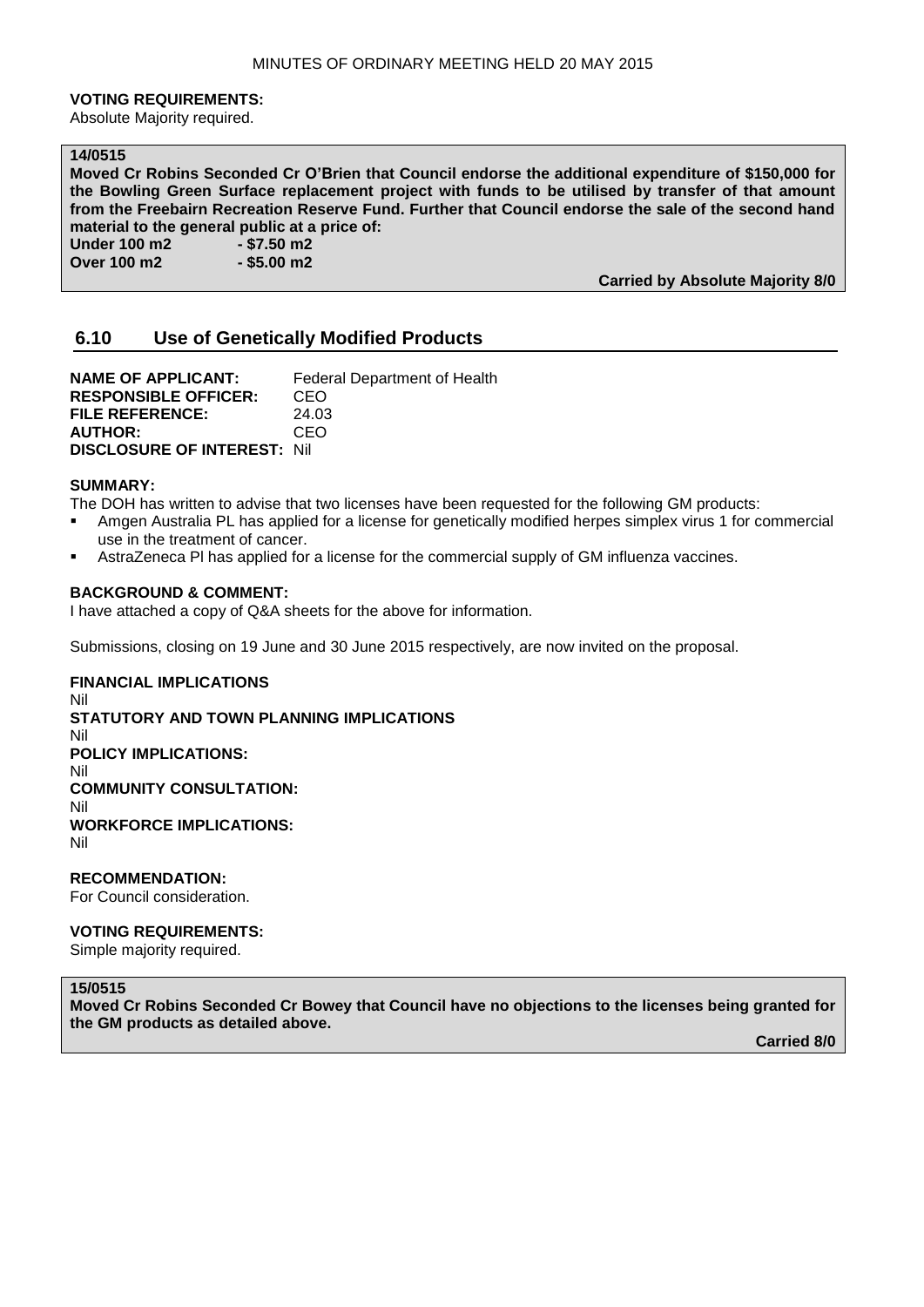**VOTING REQUIREMENTS:**
Absolute Majority required.

**14/0515**
**Moved Cr Robins Seconded Cr O'Brien that Council endorse the additional expenditure of $150,000 for the Bowling Green Surface replacement project with funds to be utilised by transfer of that amount from the Freebairn Recreation Reserve Fund. Further that Council endorse the sale of the second hand material to the general public at a price of:**
**Under 100 m2 - $7.50 m2**
**Over 100 m2 - $5.00 m2**

**Carried by Absolute Majority 8/0**

## 6.10 Use of Genetically Modified Products

**NAME OF APPLICANT:** Federal Department of Health
**RESPONSIBLE OFFICER:** CEO
**FILE REFERENCE:** 24.03
**AUTHOR:** CEO
**DISCLOSURE OF INTEREST:** Nil

**SUMMARY:**
The DOH has written to advise that two licenses have been requested for the following GM products:

- Amgen Australia PL has applied for a license for genetically modified herpes simplex virus 1 for commercial use in the treatment of cancer.
- AstraZeneca Pl has applied for a license for the commercial supply of GM influenza vaccines.

**BACKGROUND & COMMENT:**
I have attached a copy of Q&A sheets for the above for information.

Submissions, closing on 19 June and 30 June 2015 respectively, are now invited on the proposal.

**FINANCIAL IMPLICATIONS**
Nil
**STATUTORY AND TOWN PLANNING IMPLICATIONS**
Nil
**POLICY IMPLICATIONS:**
Nil
**COMMUNITY CONSULTATION:**
Nil
**WORKFORCE IMPLICATIONS:**
Nil

**RECOMMENDATION:**
For Council consideration.

**VOTING REQUIREMENTS:**
Simple majority required.

**15/0515**
**Moved Cr Robins Seconded Cr Bowey that Council have no objections to the licenses being granted for the GM products as detailed above.**

**Carried 8/0**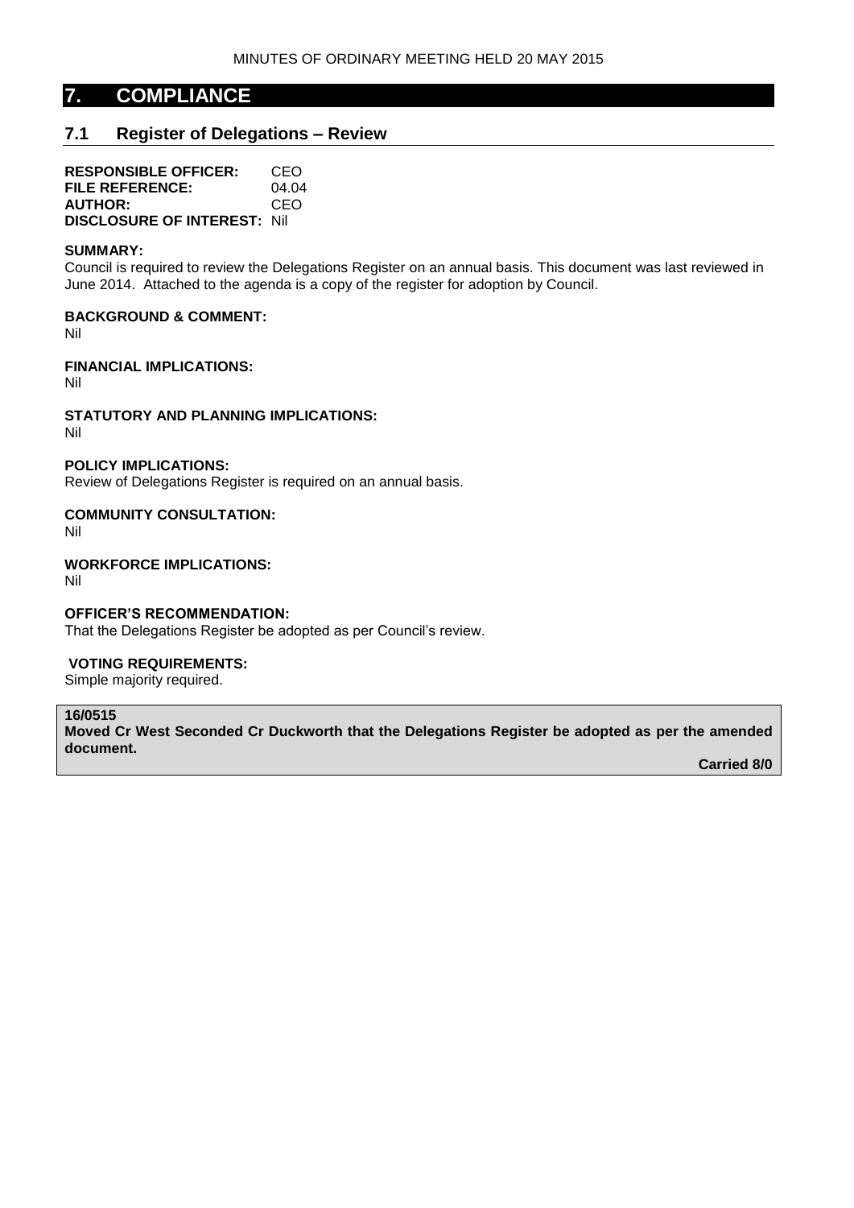# 7. COMPLIANCE

## 7.1 Register of Delegations – Review

**RESPONSIBLE OFFICER:** CEO
**FILE REFERENCE:** 04.04
**AUTHOR:** CEO
**DISCLOSURE OF INTEREST:** Nil

**SUMMARY:**
Council is required to review the Delegations Register on an annual basis. This document was last reviewed in June 2014. Attached to the agenda is a copy of the register for adoption by Council.

**BACKGROUND & COMMENT:**
Nil

**FINANCIAL IMPLICATIONS:**
Nil

**STATUTORY AND PLANNING IMPLICATIONS:**
Nil

**POLICY IMPLICATIONS:**
Review of Delegations Register is required on an annual basis.

**COMMUNITY CONSULTATION:**
Nil

**WORKFORCE IMPLICATIONS:**
Nil

**OFFICER'S RECOMMENDATION:**
That the Delegations Register be adopted as per Council's review.

**VOTING REQUIREMENTS:**
Simple majority required.

**16/0515**
**Moved Cr West Seconded Cr Duckworth that the Delegations Register be adopted as per the amended document.**

**Carried 8/0**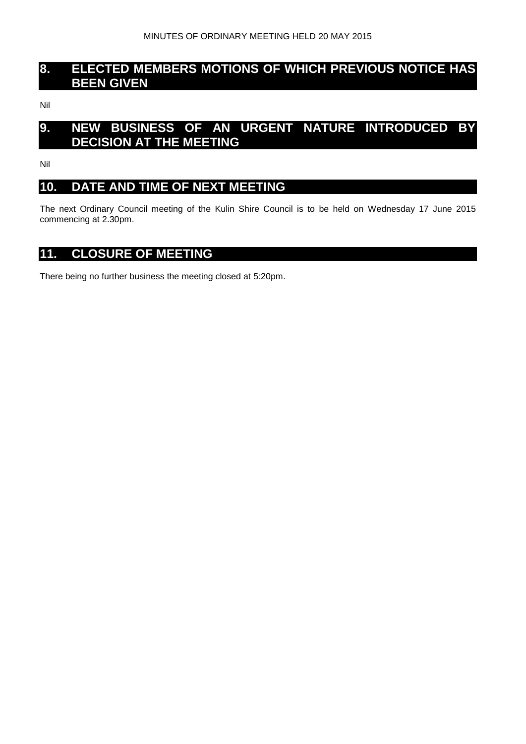## 8. ELECTED MEMBERS MOTIONS OF WHICH PREVIOUS NOTICE HAS BEEN GIVEN

Nil

## 9. NEW BUSINESS OF AN URGENT NATURE INTRODUCED BY DECISION AT THE MEETING

Nil

## 10. DATE AND TIME OF NEXT MEETING

The next Ordinary Council meeting of the Kulin Shire Council is to be held on Wednesday 17 June 2015 commencing at 2.30pm.

## 11. CLOSURE OF MEETING

There being no further business the meeting closed at 5:20pm.